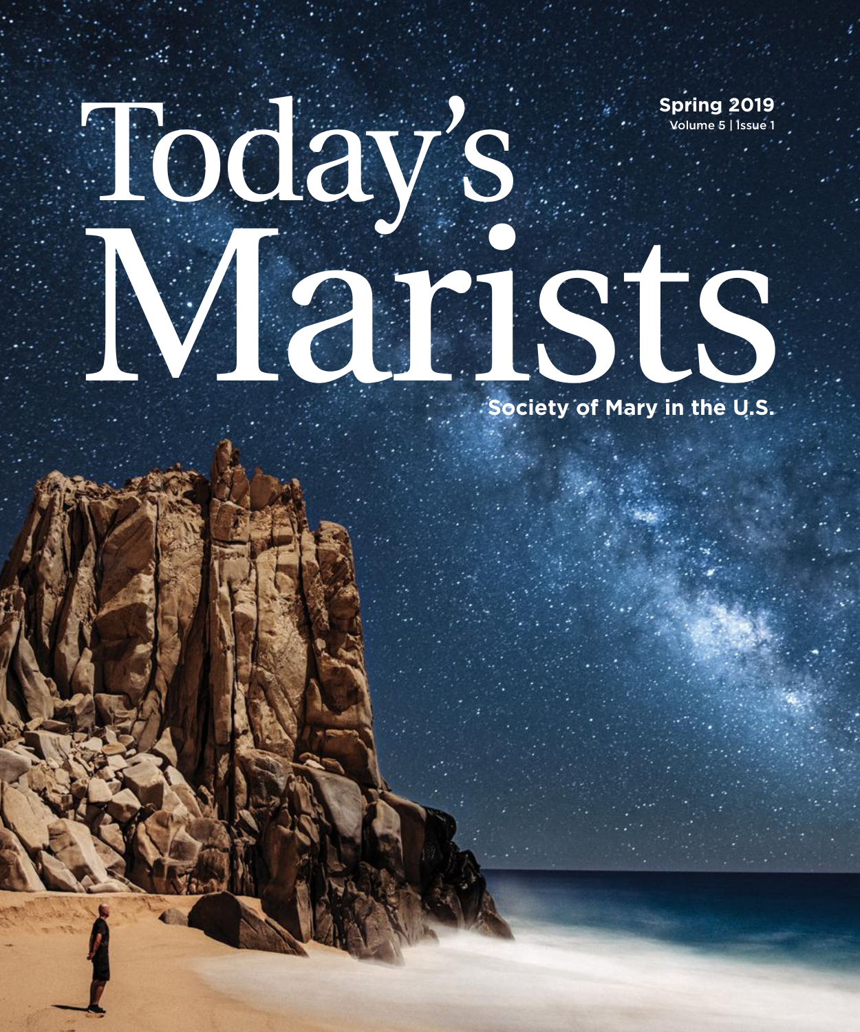# Today's Marists

Spring 2019
Volume 5 | Issue 1

Society of Mary in the U.S.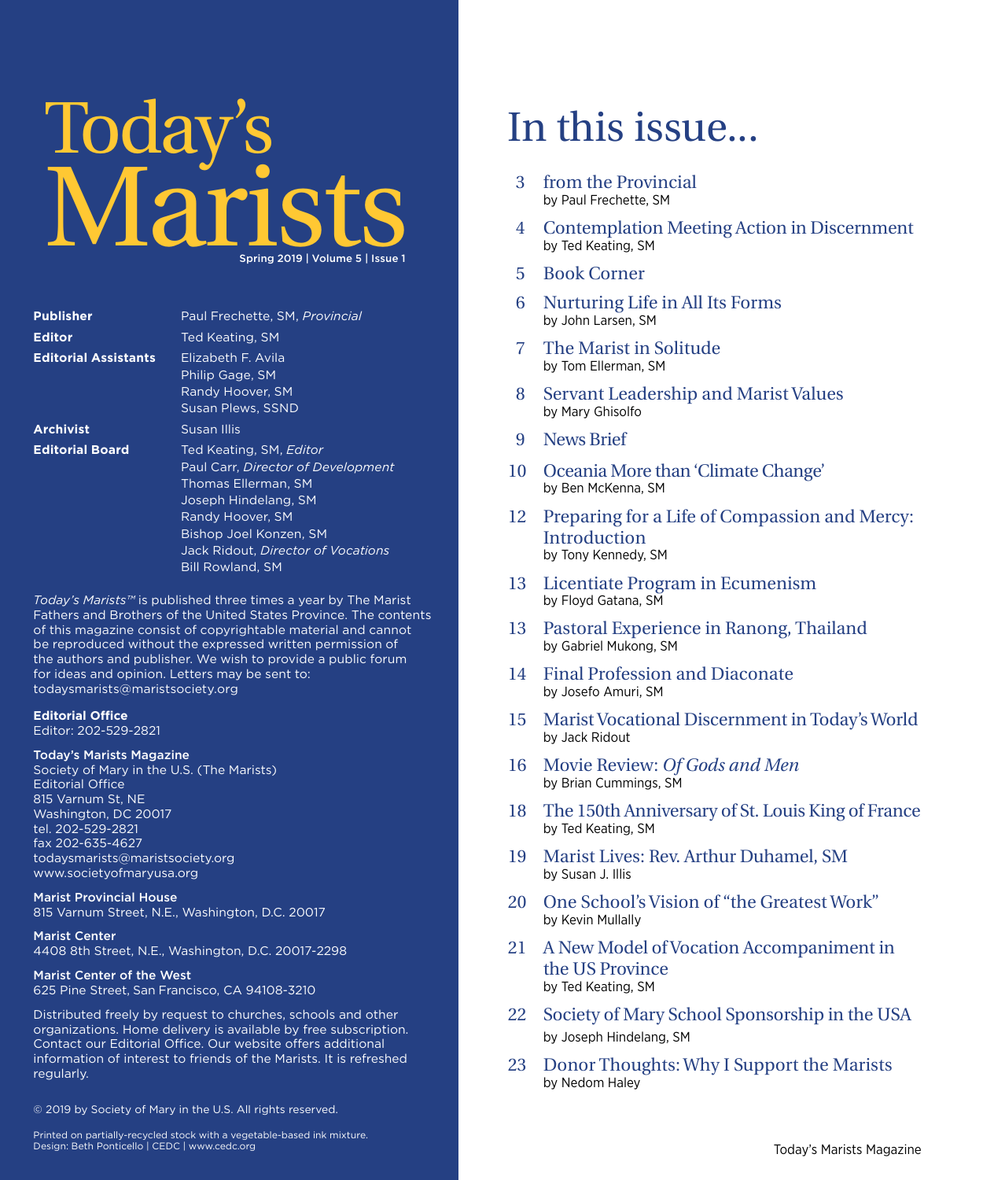# Today's Marists

Spring 2019 | Volume 5 | Issue 1

| | |
|---|---|
| **Publisher** | Paul Frechette, SM, *Provincial* |
| **Editor** | Ted Keating, SM |
| **Editorial Assistants** | Elizabeth F. Avila<br>Philip Gage, SM<br>Randy Hoover, SM<br>Susan Plews, SSND |
| **Archivist** | Susan Illis |
| **Editorial Board** | Ted Keating, SM, *Editor*<br>Paul Carr, *Director of Development*<br>Thomas Ellerman, SM<br>Joseph Hindelang, SM<br>Randy Hoover, SM<br>Bishop Joel Konzen, SM<br>Jack Ridout, *Director of Vocations*<br>Bill Rowland, SM |

*Today's Marists™* is published three times a year by The Marist Fathers and Brothers of the United States Province. The contents of this magazine consist of copyrightable material and cannot be reproduced without the expressed written permission of the authors and publisher. We wish to provide a public forum for ideas and opinion. Letters may be sent to: todaysmarists@maristsociety.org

**Editorial Office**
Editor: 202-529-2821

**Today's Marists Magazine**
Society of Mary in the U.S. (The Marists)
Editorial Office
815 Varnum St, NE
Washington, DC 20017
tel. 202-529-2821
fax 202-635-4627
todaysmarists@maristsociety.org
www.societyofmaryusa.org

**Marist Provincial House**
815 Varnum Street, N.E., Washington, D.C. 20017

**Marist Center**
4408 8th Street, N.E., Washington, D.C. 20017-2298

**Marist Center of the West**
625 Pine Street, San Francisco, CA 94108-3210

Distributed freely by request to churches, schools and other organizations. Home delivery is available by free subscription. Contact our Editorial Office. Our website offers additional information of interest to friends of the Marists. It is refreshed regularly.

© 2019 by Society of Mary in the U.S. All rights reserved.

Printed on partially-recycled stock with a vegetable-based ink mixture.
Design: Beth Ponticello | CEDC | www.cedc.org

# In this issue...

- 3 from the Provincial
  by Paul Frechette, SM
- 4 Contemplation Meeting Action in Discernment
  by Ted Keating, SM
- 5 Book Corner
- 6 Nurturing Life in All Its Forms
  by John Larsen, SM
- 7 The Marist in Solitude
  by Tom Ellerman, SM
- 8 Servant Leadership and Marist Values
  by Mary Ghisolfo
- 9 News Brief
- 10 Oceania More than 'Climate Change'
  by Ben McKenna, SM
- 12 Preparing for a Life of Compassion and Mercy: Introduction
  by Tony Kennedy, SM
- 13 Licentiate Program in Ecumenism
  by Floyd Gatana, SM
- 13 Pastoral Experience in Ranong, Thailand
  by Gabriel Mukong, SM
- 14 Final Profession and Diaconate
  by Josefo Amuri, SM
- 15 Marist Vocational Discernment in Today's World
  by Jack Ridout
- 16 Movie Review: *Of Gods and Men*
  by Brian Cummings, SM
- 18 The 150th Anniversary of St. Louis King of France
  by Ted Keating, SM
- 19 Marist Lives: Rev. Arthur Duhamel, SM
  by Susan J. Illis
- 20 One School's Vision of "the Greatest Work"
  by Kevin Mullally
- 21 A New Model of Vocation Accompaniment in the US Province
  by Ted Keating, SM
- 22 Society of Mary School Sponsorship in the USA
  by Joseph Hindelang, SM
- 23 Donor Thoughts: Why I Support the Marists
  by Nedom Haley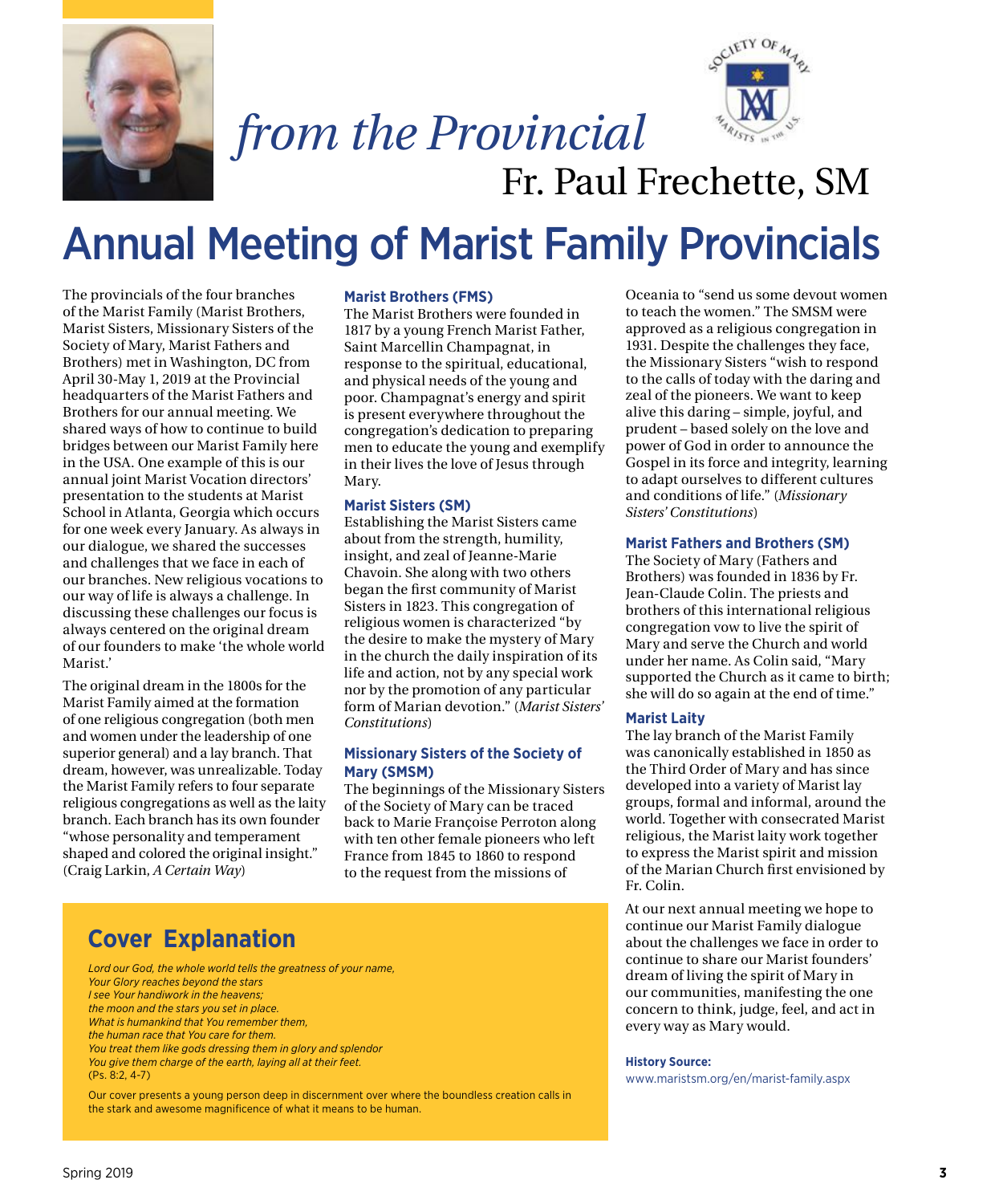# *from the Provincial*

Fr. Paul Frechette, SM

## Annual Meeting of Marist Family Provincials

The provincials of the four branches of the Marist Family (Marist Brothers, Marist Sisters, Missionary Sisters of the Society of Mary, Marist Fathers and Brothers) met in Washington, DC from April 30-May 1, 2019 at the Provincial headquarters of the Marist Fathers and Brothers for our annual meeting. We shared ways of how to continue to build bridges between our Marist Family here in the USA. One example of this is our annual joint Marist Vocation directors' presentation to the students at Marist School in Atlanta, Georgia which occurs for one week every January. As always in our dialogue, we shared the successes and challenges that we face in each of our branches. New religious vocations to our way of life is always a challenge. In discussing these challenges our focus is always centered on the original dream of our founders to make 'the whole world Marist.'

The original dream in the 1800s for the Marist Family aimed at the formation of one religious congregation (both men and women under the leadership of one superior general) and a lay branch. That dream, however, was unrealizable. Today the Marist Family refers to four separate religious congregations as well as the laity branch. Each branch has its own founder "whose personality and temperament shaped and colored the original insight." (Craig Larkin, *A Certain Way*)

### Marist Brothers (FMS)

The Marist Brothers were founded in 1817 by a young French Marist Father, Saint Marcellin Champagnat, in response to the spiritual, educational, and physical needs of the young and poor. Champagnat's energy and spirit is present everywhere throughout the congregation's dedication to preparing men to educate the young and exemplify in their lives the love of Jesus through Mary.

### Marist Sisters (SM)

Establishing the Marist Sisters came about from the strength, humility, insight, and zeal of Jeanne-Marie Chavoin. She along with two others began the first community of Marist Sisters in 1823. This congregation of religious women is characterized "by the desire to make the mystery of Mary in the church the daily inspiration of its life and action, not by any special work nor by the promotion of any particular form of Marian devotion." (*Marist Sisters' Constitutions*)

### Missionary Sisters of the Society of Mary (SMSM)

The beginnings of the Missionary Sisters of the Society of Mary can be traced back to Marie Françoise Perroton along with ten other female pioneers who left France from 1845 to 1860 to respond to the request from the missions of Oceania to "send us some devout women to teach the women." The SMSM were approved as a religious congregation in 1931. Despite the challenges they face, the Missionary Sisters "wish to respond to the calls of today with the daring and zeal of the pioneers. We want to keep alive this daring – simple, joyful, and prudent – based solely on the love and power of God in order to announce the Gospel in its force and integrity, learning to adapt ourselves to different cultures and conditions of life." (*Missionary Sisters' Constitutions*)

### Marist Fathers and Brothers (SM)

The Society of Mary (Fathers and Brothers) was founded in 1836 by Fr. Jean-Claude Colin. The priests and brothers of this international religious congregation vow to live the spirit of Mary and serve the Church and world under her name. As Colin said, "Mary supported the Church as it came to birth; she will do so again at the end of time."

### Marist Laity

The lay branch of the Marist Family was canonically established in 1850 as the Third Order of Mary and has since developed into a variety of Marist lay groups, formal and informal, around the world. Together with consecrated Marist religious, the Marist laity work together to express the Marist spirit and mission of the Marian Church first envisioned by Fr. Colin.

At our next annual meeting we hope to continue our Marist Family dialogue about the challenges we face in order to continue to share our Marist founders' dream of living the spirit of Mary in our communities, manifesting the one concern to think, judge, feel, and act in every way as Mary would.

**History Source:**
www.maristsm.org/en/marist-family.aspx

## Cover Explanation

*Lord our God, the whole world tells the greatness of your name,*
*Your Glory reaches beyond the stars*
*I see Your handiwork in the heavens;*
*the moon and the stars you set in place.*
*What is humankind that You remember them,*
*the human race that You care for them.*
*You treat them like gods dressing them in glory and splendor*
*You give them charge of the earth, laying all at their feet.*
(Ps. 8:2, 4-7)

Our cover presents a young person deep in discernment over where the boundless creation calls in the stark and awesome magnificence of what it means to be human.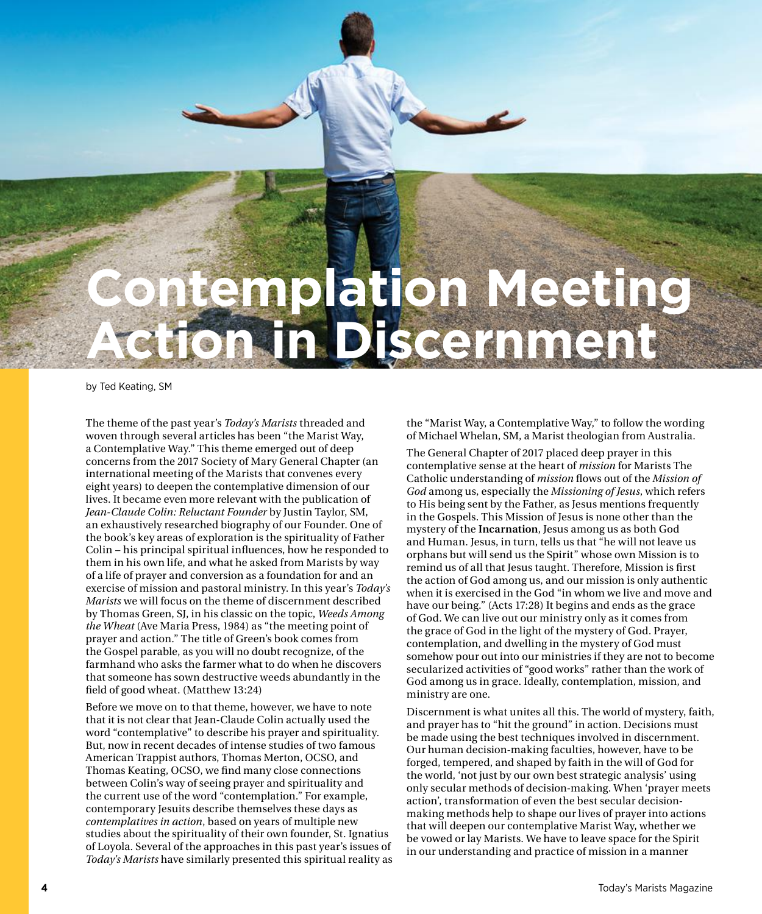# Contemplation Meeting Action in Discernment

by Ted Keating, SM

The theme of the past year's *Today's Marists* threaded and woven through several articles has been "the Marist Way, a Contemplative Way." This theme emerged out of deep concerns from the 2017 Society of Mary General Chapter (an international meeting of the Marists that convenes every eight years) to deepen the contemplative dimension of our lives. It became even more relevant with the publication of *Jean-Claude Colin: Reluctant Founder* by Justin Taylor, SM, an exhaustively researched biography of our Founder. One of the book's key areas of exploration is the spirituality of Father Colin – his principal spiritual influences, how he responded to them in his own life, and what he asked from Marists by way of a life of prayer and conversion as a foundation for and an exercise of mission and pastoral ministry. In this year's *Today's Marists* we will focus on the theme of discernment described by Thomas Green, SJ, in his classic on the topic, *Weeds Among the Wheat* (Ave Maria Press, 1984) as "the meeting point of prayer and action." The title of Green's book comes from the Gospel parable, as you will no doubt recognize, of the farmhand who asks the farmer what to do when he discovers that someone has sown destructive weeds abundantly in the field of good wheat. (Matthew 13:24)

Before we move on to that theme, however, we have to note that it is not clear that Jean-Claude Colin actually used the word "contemplative" to describe his prayer and spirituality. But, now in recent decades of intense studies of two famous American Trappist authors, Thomas Merton, OCSO, and Thomas Keating, OCSO, we find many close connections between Colin's way of seeing prayer and spirituality and the current use of the word "contemplation." For example, contemporary Jesuits describe themselves these days as *contemplatives in action*, based on years of multiple new studies about the spirituality of their own founder, St. Ignatius of Loyola. Several of the approaches in this past year's issues of *Today's Marists* have similarly presented this spiritual reality as the "Marist Way, a Contemplative Way," to follow the wording of Michael Whelan, SM, a Marist theologian from Australia.

The General Chapter of 2017 placed deep prayer in this contemplative sense at the heart of *mission* for Marists The Catholic understanding of *mission* flows out of the *Mission of God* among us, especially the *Missioning of Jesus*, which refers to His being sent by the Father, as Jesus mentions frequently in the Gospels. This Mission of Jesus is none other than the mystery of the **Incarnation**, Jesus among us as both God and Human. Jesus, in turn, tells us that "he will not leave us orphans but will send us the Spirit" whose own Mission is to remind us of all that Jesus taught. Therefore, Mission is first the action of God among us, and our mission is only authentic when it is exercised in the God "in whom we live and move and have our being." (Acts 17:28) It begins and ends as the grace of God. We can live out our ministry only as it comes from the grace of God in the light of the mystery of God. Prayer, contemplation, and dwelling in the mystery of God must somehow pour out into our ministries if they are not to become secularized activities of "good works" rather than the work of God among us in grace. Ideally, contemplation, mission, and ministry are one.

Discernment is what unites all this. The world of mystery, faith, and prayer has to "hit the ground" in action. Decisions must be made using the best techniques involved in discernment. Our human decision-making faculties, however, have to be forged, tempered, and shaped by faith in the will of God for the world, 'not just by our own best strategic analysis' using only secular methods of decision-making. When 'prayer meets action', transformation of even the best secular decision-making methods help to shape our lives of prayer into actions that will deepen our contemplative Marist Way, whether we be vowed or lay Marists. We have to leave space for the Spirit in our understanding and practice of mission in a manner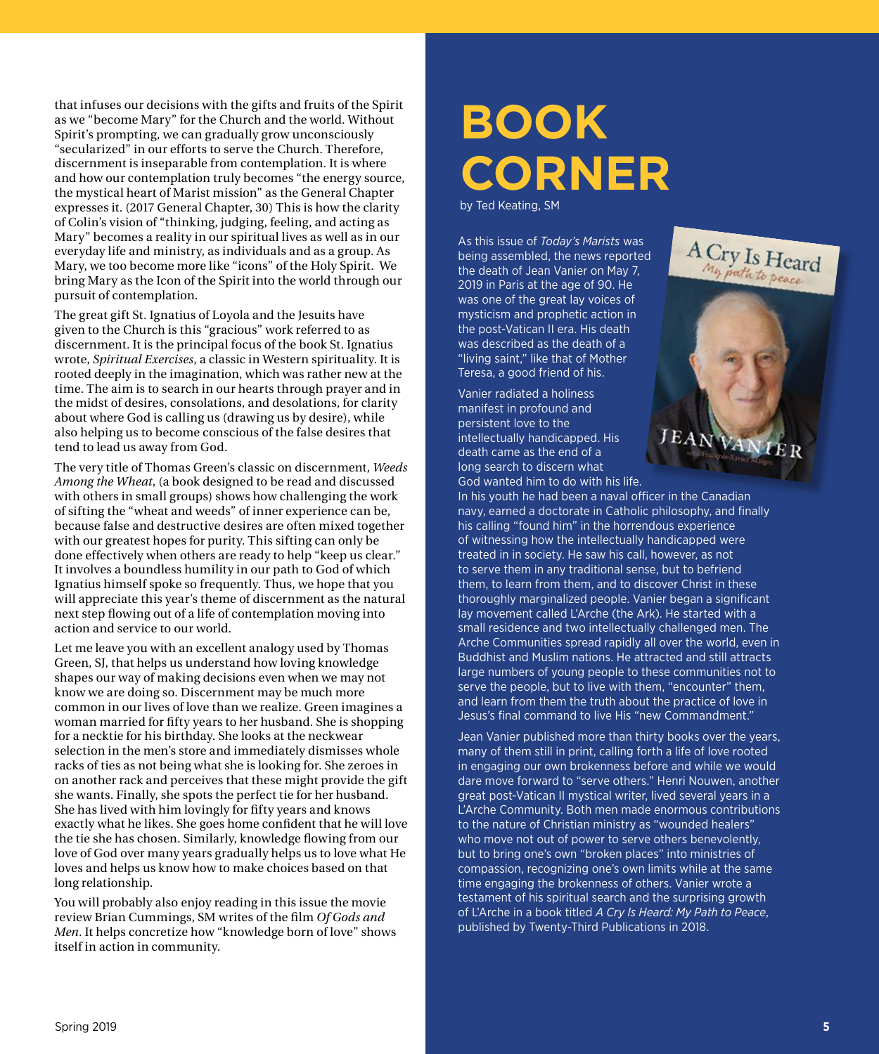that infuses our decisions with the gifts and fruits of the Spirit as we "become Mary" for the Church and the world. Without Spirit's prompting, we can gradually grow unconsciously "secularized" in our efforts to serve the Church. Therefore, discernment is inseparable from contemplation. It is where and how our contemplation truly becomes "the energy source, the mystical heart of Marist mission" as the General Chapter expresses it. (2017 General Chapter, 30) This is how the clarity of Colin's vision of "thinking, judging, feeling, and acting as Mary" becomes a reality in our spiritual lives as well as in our everyday life and ministry, as individuals and as a group. As Mary, we too become more like "icons" of the Holy Spirit. We bring Mary as the Icon of the Spirit into the world through our pursuit of contemplation.

The great gift St. Ignatius of Loyola and the Jesuits have given to the Church is this "gracious" work referred to as discernment. It is the principal focus of the book St. Ignatius wrote, *Spiritual Exercises*, a classic in Western spirituality. It is rooted deeply in the imagination, which was rather new at the time. The aim is to search in our hearts through prayer and in the midst of desires, consolations, and desolations, for clarity about where God is calling us (drawing us by desire), while also helping us to become conscious of the false desires that tend to lead us away from God.

The very title of Thomas Green's classic on discernment, *Weeds Among the Wheat*, (a book designed to be read and discussed with others in small groups) shows how challenging the work of sifting the "wheat and weeds" of inner experience can be, because false and destructive desires are often mixed together with our greatest hopes for purity. This sifting can only be done effectively when others are ready to help "keep us clear." It involves a boundless humility in our path to God of which Ignatius himself spoke so frequently. Thus, we hope that you will appreciate this year's theme of discernment as the natural next step flowing out of a life of contemplation moving into action and service to our world.

Let me leave you with an excellent analogy used by Thomas Green, SJ, that helps us understand how loving knowledge shapes our way of making decisions even when we may not know we are doing so. Discernment may be much more common in our lives of love than we realize. Green imagines a woman married for fifty years to her husband. She is shopping for a necktie for his birthday. She looks at the neckwear selection in the men's store and immediately dismisses whole racks of ties as not being what she is looking for. She zeroes in on another rack and perceives that these might provide the gift she wants. Finally, she spots the perfect tie for her husband. She has lived with him lovingly for fifty years and knows exactly what he likes. She goes home confident that he will love the tie she has chosen. Similarly, knowledge flowing from our love of God over many years gradually helps us to love what He loves and helps us know how to make choices based on that long relationship.

You will probably also enjoy reading in this issue the movie review Brian Cummings, SM writes of the film *Of Gods and Men*. It helps concretize how "knowledge born of love" shows itself in action in community.

# BOOK CORNER

by Ted Keating, SM

As this issue of *Today's Marists* was being assembled, the news reported the death of Jean Vanier on May 7, 2019 in Paris at the age of 90. He was one of the great lay voices of mysticism and prophetic action in the post-Vatican II era. His death was described as the death of a "living saint," like that of Mother Teresa, a good friend of his.

Vanier radiated a holiness manifest in profound and persistent love to the intellectually handicapped. His death came as the end of a long search to discern what God wanted him to do with his life. In his youth he had been a naval officer in the Canadian navy, earned a doctorate in Catholic philosophy, and finally his calling "found him" in the horrendous experience of witnessing how the intellectually handicapped were treated in in society. He saw his call, however, as not to serve them in any traditional sense, but to befriend them, to learn from them, and to discover Christ in these thoroughly marginalized people. Vanier began a significant lay movement called L'Arche (the Ark). He started with a small residence and two intellectually challenged men. The Arche Communities spread rapidly all over the world, even in Buddhist and Muslim nations. He attracted and still attracts large numbers of young people to these communities not to serve the people, but to live with them, "encounter" them, and learn from them the truth about the practice of love in Jesus's final command to live His "new Commandment."

Jean Vanier published more than thirty books over the years, many of them still in print, calling forth a life of love rooted in engaging our own brokenness before and while we would dare move forward to "serve others." Henri Nouwen, another great post-Vatican II mystical writer, lived several years in a L'Arche Community. Both men made enormous contributions to the nature of Christian ministry as "wounded healers" who move not out of power to serve others benevolently, but to bring one's own "broken places" into ministries of compassion, recognizing one's own limits while at the same time engaging the brokenness of others. Vanier wrote a testament of his spiritual search and the surprising growth of L'Arche in a book titled *A Cry Is Heard: My Path to Peace*, published by Twenty-Third Publications in 2018.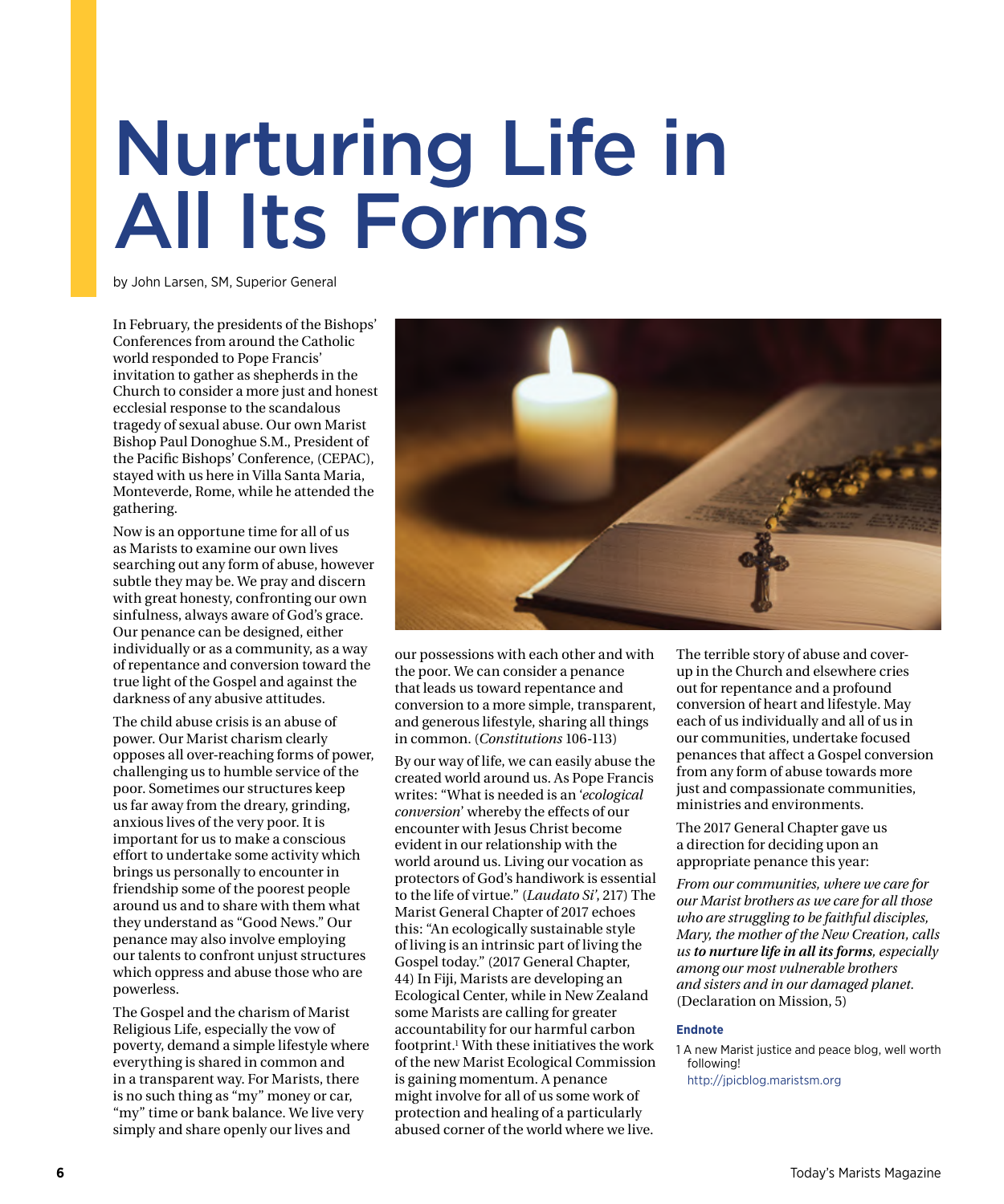# Nurturing Life in All Its Forms

by John Larsen, SM, Superior General

In February, the presidents of the Bishops' Conferences from around the Catholic world responded to Pope Francis' invitation to gather as shepherds in the Church to consider a more just and honest ecclesial response to the scandalous tragedy of sexual abuse. Our own Marist Bishop Paul Donoghue S.M., President of the Pacific Bishops' Conference, (CEPAC), stayed with us here in Villa Santa Maria, Monteverde, Rome, while he attended the gathering.

Now is an opportune time for all of us as Marists to examine our own lives searching out any form of abuse, however subtle they may be. We pray and discern with great honesty, confronting our own sinfulness, always aware of God's grace. Our penance can be designed, either individually or as a community, as a way of repentance and conversion toward the true light of the Gospel and against the darkness of any abusive attitudes.

The child abuse crisis is an abuse of power. Our Marist charism clearly opposes all over-reaching forms of power, challenging us to humble service of the poor. Sometimes our structures keep us far away from the dreary, grinding, anxious lives of the very poor. It is important for us to make a conscious effort to undertake some activity which brings us personally to encounter in friendship some of the poorest people around us and to share with them what they understand as "Good News." Our penance may also involve employing our talents to confront unjust structures which oppress and abuse those who are powerless.

The Gospel and the charism of Marist Religious Life, especially the vow of poverty, demand a simple lifestyle where everything is shared in common and in a transparent way. For Marists, there is no such thing as "my" money or car, "my" time or bank balance. We live very simply and share openly our lives and our possessions with each other and with the poor. We can consider a penance that leads us toward repentance and conversion to a more simple, transparent, and generous lifestyle, sharing all things in common. (*Constitutions* 106-113)

By our way of living, we can easily abuse the created world around us. As Pope Francis writes: "What is needed is an '*ecological conversion*' whereby the effects of our encounter with Jesus Christ become evident in our relationship with the world around us. Living our vocation as protectors of God's handiwork is essential to the life of virtue." (*Laudato Si'*, 217) The Marist General Chapter of 2017 echoes this: "An ecologically sustainable style of living is an intrinsic part of living the Gospel today." (2017 General Chapter, 44) In Fiji, Marists are developing an Ecological Center, while in New Zealand some Marists are calling for greater accountability for our harmful carbon footprint.[1] With these initiatives the work of the new Marist Ecological Commission is gaining momentum. A penance might involve for all of us some work of protection and healing of a particularly abused corner of the world where we live.

The terrible story of abuse and cover-up in the Church and elsewhere cries out for repentance and a profound conversion of heart and lifestyle. May each of us individually and all of us in our communities, undertake focused penances that affect a Gospel conversion from any form of abuse towards more just and compassionate communities, ministries and environments.

The 2017 General Chapter gave us a direction for deciding upon an appropriate penance this year:

*From our communities, where we care for our Marist brothers as we care for all those who are struggling to be faithful disciples, Mary, the mother of the New Creation, calls us* ***to nurture life in all its forms****, especially among our most vulnerable brothers and sisters and in our damaged planet.* (Declaration on Mission, 5)

**Endnote**

1 A new Marist justice and peace blog, well worth following!
http://jpicblog.maristsm.org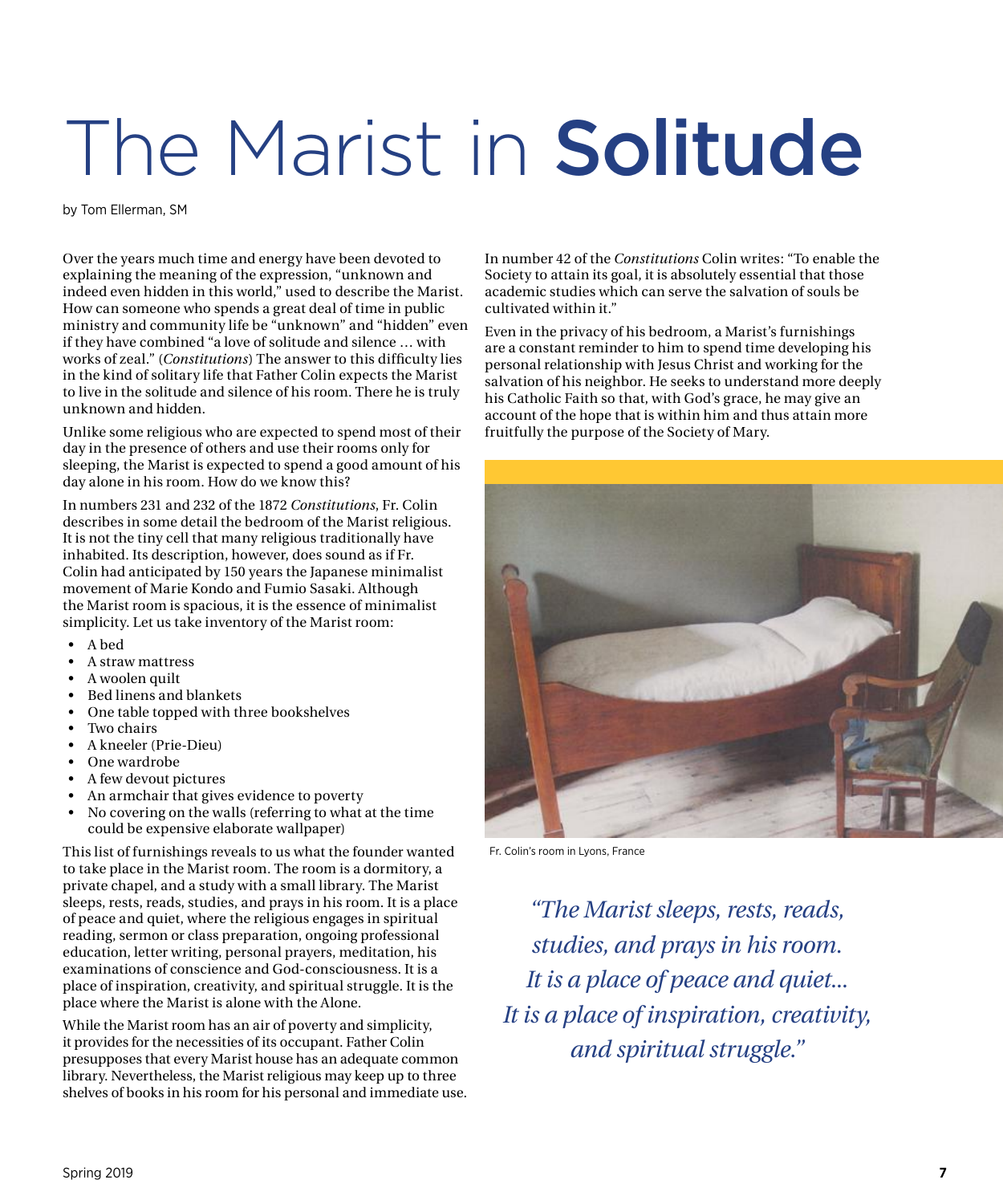# The Marist in **Solitude**

by Tom Ellerman, SM

Over the years much time and energy have been devoted to explaining the meaning of the expression, "unknown and indeed even hidden in this world," used to describe the Marist. How can someone who spends a great deal of time in public ministry and community life be "unknown" and "hidden" even if they have combined "a love of solitude and silence … with works of zeal." (*Constitutions*) The answer to this difficulty lies in the kind of solitary life that Father Colin expects the Marist to live in the solitude and silence of his room. There he is truly unknown and hidden.

Unlike some religious who are expected to spend most of their day in the presence of others and use their rooms only for sleeping, the Marist is expected to spend a good amount of his day alone in his room. How do we know this?

In numbers 231 and 232 of the 1872 *Constitutions*, Fr. Colin describes in some detail the bedroom of the Marist religious. It is not the tiny cell that many religious traditionally have inhabited. Its description, however, does sound as if Fr. Colin had anticipated by 150 years the Japanese minimalist movement of Marie Kondo and Fumio Sasaki. Although the Marist room is spacious, it is the essence of minimalist simplicity. Let us take inventory of the Marist room:

- A bed
- A straw mattress
- A woolen quilt
- Bed linens and blankets
- One table topped with three bookshelves
- Two chairs
- A kneeler (Prie-Dieu)
- One wardrobe
- A few devout pictures
- An armchair that gives evidence to poverty
- No covering on the walls (referring to what at the time could be expensive elaborate wallpaper)

This list of furnishings reveals to us what the founder wanted to take place in the Marist room. The room is a dormitory, a private chapel, and a study with a small library. The Marist sleeps, rests, reads, studies, and prays in his room. It is a place of peace and quiet, where the religious engages in spiritual reading, sermon or class preparation, ongoing professional education, letter writing, personal prayers, meditation, his examinations of conscience and God-consciousness. It is a place of inspiration, creativity, and spiritual struggle. It is the place where the Marist is alone with the Alone.

While the Marist room has an air of poverty and simplicity, it provides for the necessities of its occupant. Father Colin presupposes that every Marist house has an adequate common library. Nevertheless, the Marist religious may keep up to three shelves of books in his room for his personal and immediate use.

In number 42 of the *Constitutions* Colin writes: "To enable the Society to attain its goal, it is absolutely essential that those academic studies which can serve the salvation of souls be cultivated within it."

Even in the privacy of his bedroom, a Marist's furnishings are a constant reminder to him to spend time developing his personal relationship with Jesus Christ and working for the salvation of his neighbor. He seeks to understand more deeply his Catholic Faith so that, with God's grace, he may give an account of the hope that is within him and thus attain more fruitfully the purpose of the Society of Mary.

Fr. Colin's room in Lyons, France

*"The Marist sleeps, rests, reads, studies, and prays in his room. It is a place of peace and quiet... It is a place of inspiration, creativity, and spiritual struggle."*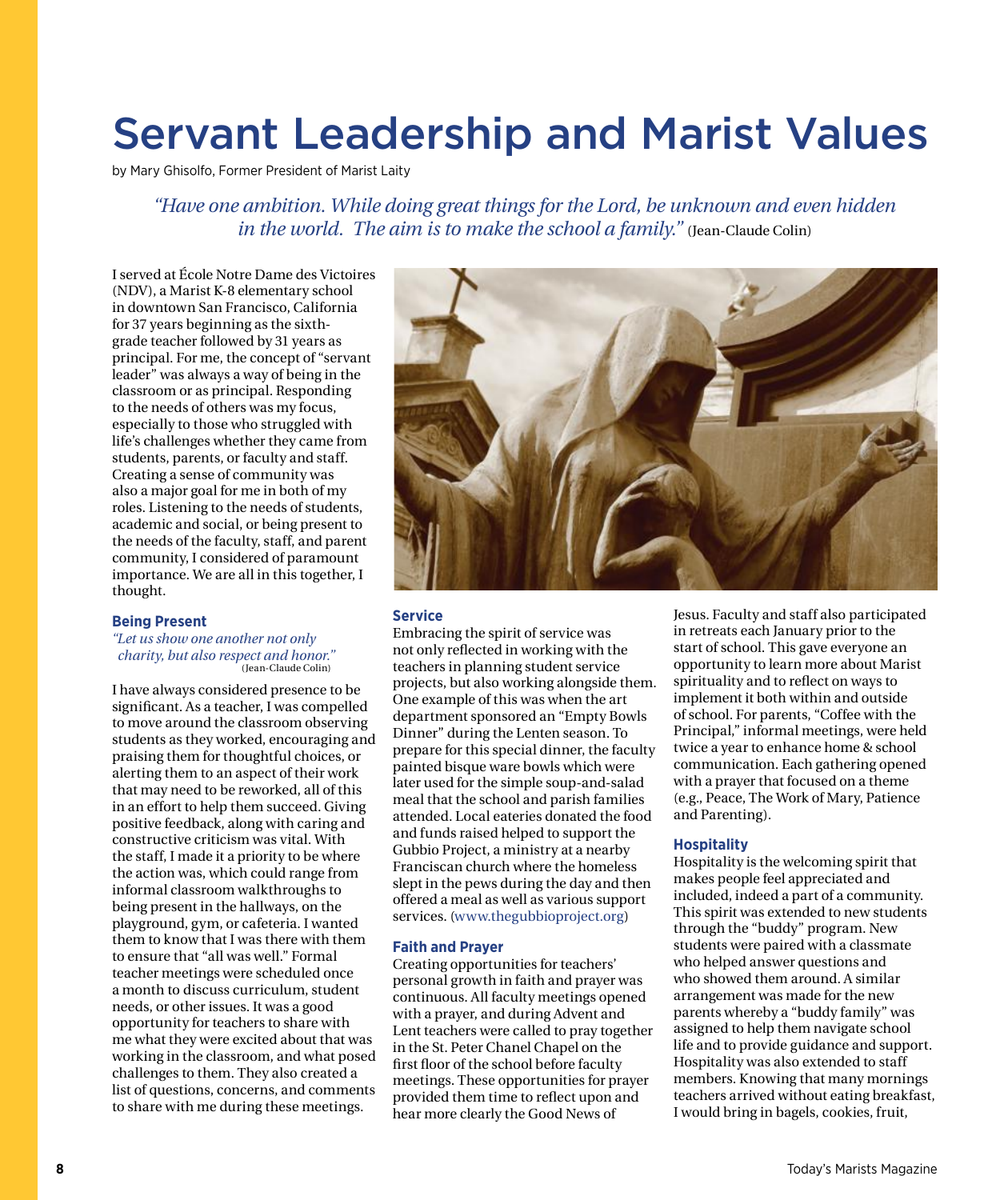# Servant Leadership and Marist Values

by Mary Ghisolfo, Former President of Marist Laity

*"Have one ambition. While doing great things for the Lord, be unknown and even hidden in the world. The aim is to make the school a family."* (Jean-Claude Colin)

I served at École Notre Dame des Victoires (NDV), a Marist K-8 elementary school in downtown San Francisco, California for 37 years beginning as the sixth-grade teacher followed by 31 years as principal. For me, the concept of "servant leader" was always a way of being in the classroom or as principal. Responding to the needs of others was my focus, especially to those who struggled with life's challenges whether they came from students, parents, or faculty and staff. Creating a sense of community was also a major goal for me in both of my roles. Listening to the needs of students, academic and social, or being present to the needs of the faculty, staff, and parent community, I considered of paramount importance. We are all in this together, I thought.

### Being Present

*"Let us show one another not only charity, but also respect and honor."* (Jean-Claude Colin)

I have always considered presence to be significant. As a teacher, I was compelled to move around the classroom observing students as they worked, encouraging and praising them for thoughtful choices, or alerting them to an aspect of their work that may need to be reworked, all of this in an effort to help them succeed. Giving positive feedback, along with caring and constructive criticism was vital. With the staff, I made it a priority to be where the action was, which could range from informal classroom walkthroughs to being present in the hallways, on the playground, gym, or cafeteria. I wanted them to know that I was there with them to ensure that "all was well." Formal teacher meetings were scheduled once a month to discuss curriculum, student needs, or other issues. It was a good opportunity for teachers to share with me what they were excited about that was working in the classroom, and what posed challenges to them. They also created a list of questions, concerns, and comments to share with me during these meetings.

### Service

Embracing the spirit of service was not only reflected in working with the teachers in planning student service projects, but also working alongside them. One example of this was when the art department sponsored an "Empty Bowls Dinner" during the Lenten season. To prepare for this special dinner, the faculty painted bisque ware bowls which were later used for the simple soup-and-salad meal that the school and parish families attended. Local eateries donated the food and funds raised helped to support the Gubbio Project, a ministry at a nearby Franciscan church where the homeless slept in the pews during the day and then offered a meal as well as various support services. (www.thegubbioproject.org)

### Faith and Prayer

Creating opportunities for teachers' personal growth in faith and prayer was continuous. All faculty meetings opened with a prayer, and during Advent and Lent teachers were called to pray together in the St. Peter Chanel Chapel on the first floor of the school before faculty meetings. These opportunities for prayer provided them time to reflect upon and hear more clearly the Good News of Jesus. Faculty and staff also participated in retreats each January prior to the start of school. This gave everyone an opportunity to learn more about Marist spirituality and to reflect on ways to implement it both within and outside of school. For parents, "Coffee with the Principal," informal meetings, were held twice a year to enhance home & school communication. Each gathering opened with a prayer that focused on a theme (e.g., Peace, The Work of Mary, Patience and Parenting).

### Hospitality

Hospitality is the welcoming spirit that makes people feel appreciated and included, indeed a part of a community. This spirit was extended to new students through the "buddy" program. New students were paired with a classmate who helped answer questions and who showed them around. A similar arrangement was made for the new parents whereby a "buddy family" was assigned to help them navigate school life and to provide guidance and support. Hospitality was also extended to staff members. Knowing that many mornings teachers arrived without eating breakfast, I would bring in bagels, cookies, fruit,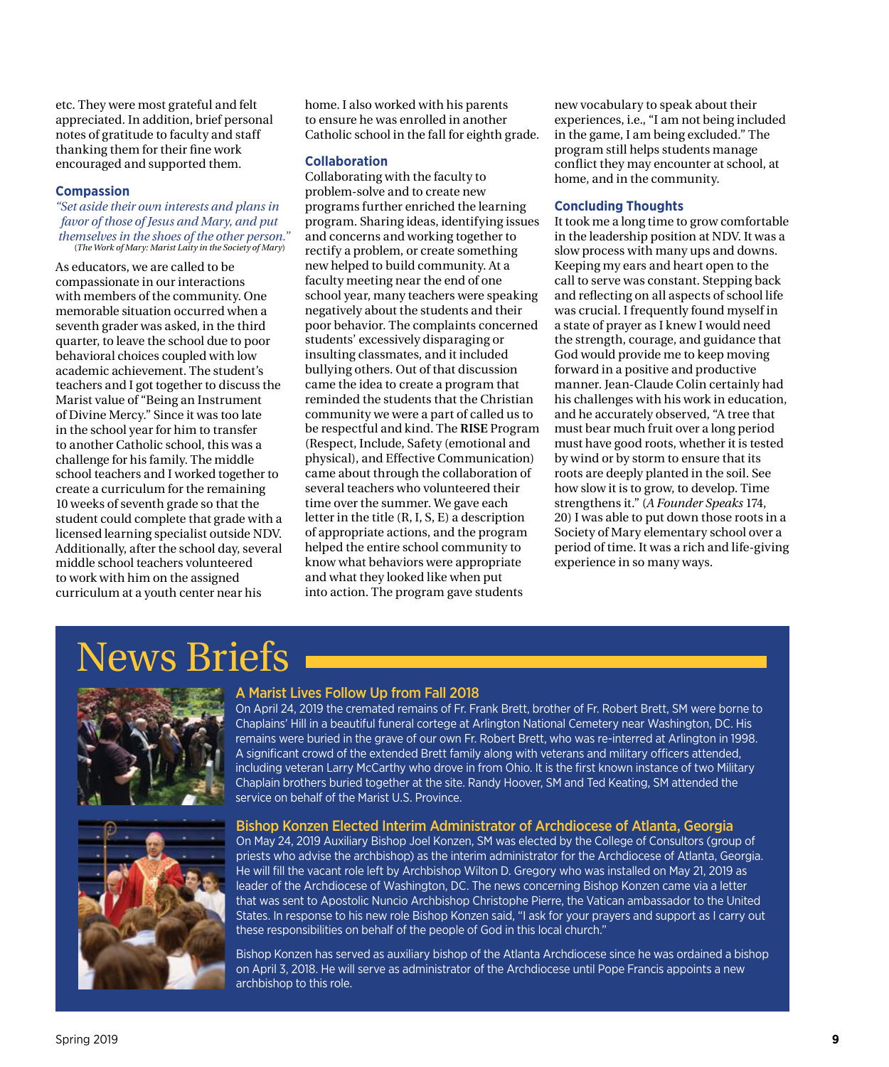etc. They were most grateful and felt appreciated. In addition, brief personal notes of gratitude to faculty and staff thanking them for their fine work encouraged and supported them.

### Compassion

*"Set aside their own interests and plans in favor of those of Jesus and Mary, and put themselves in the shoes of the other person."*
(*The Work of Mary: Marist Laity in the Society of Mary*)

As educators, we are called to be compassionate in our interactions with members of the community. One memorable situation occurred when a seventh grader was asked, in the third quarter, to leave the school due to poor behavioral choices coupled with low academic achievement. The student's teachers and I got together to discuss the Marist value of "Being an Instrument of Divine Mercy." Since it was too late in the school year for him to transfer to another Catholic school, this was a challenge for his family. The middle school teachers and I worked together to create a curriculum for the remaining 10 weeks of seventh grade so that the student could complete that grade with a licensed learning specialist outside NDV. Additionally, after the school day, several middle school teachers volunteered to work with him on the assigned curriculum at a youth center near his home. I also worked with his parents to ensure he was enrolled in another Catholic school in the fall for eighth grade.

### Collaboration

Collaborating with the faculty to problem-solve and to create new programs further enriched the learning program. Sharing ideas, identifying issues and concerns and working together to rectify a problem, or create something new helped to build community. At a faculty meeting near the end of one school year, many teachers were speaking negatively about the students and their poor behavior. The complaints concerned students' excessively disparaging or insulting classmates, and it included bullying others. Out of that discussion came the idea to create a program that reminded the students that the Christian community we were a part of called us to be respectful and kind. The **RISE** Program (Respect, Include, Safety (emotional and physical), and Effective Communication) came about through the collaboration of several teachers who volunteered their time over the summer. We gave each letter in the title (R, I, S, E) a description of appropriate actions, and the program helped the entire school community to know what behaviors were appropriate and what they looked like when put into action. The program gave students new vocabulary to speak about their experiences, i.e., "I am not being included in the game, I am being excluded." The program still helps students manage conflict they may encounter at school, at home, and in the community.

### Concluding Thoughts

It took me a long time to grow comfortable in the leadership position at NDV. It was a slow process with many ups and downs. Keeping my ears and heart open to the call to serve was constant. Stepping back and reflecting on all aspects of school life was crucial. I frequently found myself in a state of prayer as I knew I would need the strength, courage, and guidance that God would provide me to keep moving forward in a positive and productive manner. Jean-Claude Colin certainly had his challenges with his work in education, and he accurately observed, "A tree that must bear much fruit over a long period must have good roots, whether it is tested by wind or by storm to ensure that its roots are deeply planted in the soil. See how slow it is to grow, to develop. Time strengthens it." (*A Founder Speaks* 174, 20) I was able to put down those roots in a Society of Mary elementary school over a period of time. It was a rich and life-giving experience in so many ways.

# News Briefs

### A Marist Lives Follow Up from Fall 2018

On April 24, 2019 the cremated remains of Fr. Frank Brett, brother of Fr. Robert Brett, SM were borne to Chaplains' Hill in a beautiful funeral cortege at Arlington National Cemetery near Washington, DC. His remains were buried in the grave of our own Fr. Robert Brett, who was re-interred at Arlington in 1998. A significant crowd of the extended Brett family along with veterans and military officers attended, including veteran Larry McCarthy who drove in from Ohio. It is the first known instance of two Military Chaplain brothers buried together at the site. Randy Hoover, SM and Ted Keating, SM attended the service on behalf of the Marist U.S. Province.

### Bishop Konzen Elected Interim Administrator of Archdiocese of Atlanta, Georgia

On May 24, 2019 Auxiliary Bishop Joel Konzen, SM was elected by the College of Consultors (group of priests who advise the archbishop) as the interim administrator for the Archdiocese of Atlanta, Georgia. He will fill the vacant role left by Archbishop Wilton D. Gregory who was installed on May 21, 2019 as leader of the Archdiocese of Washington, DC. The news concerning Bishop Konzen came via a letter that was sent to Apostolic Nuncio Archbishop Christophe Pierre, the Vatican ambassador to the United States. In response to his new role Bishop Konzen said, "I ask for your prayers and support as I carry out these responsibilities on behalf of the people of God in this local church."

Bishop Konzen has served as auxiliary bishop of the Atlanta Archdiocese since he was ordained a bishop on April 3, 2018. He will serve as administrator of the Archdiocese until Pope Francis appoints a new archbishop to this role.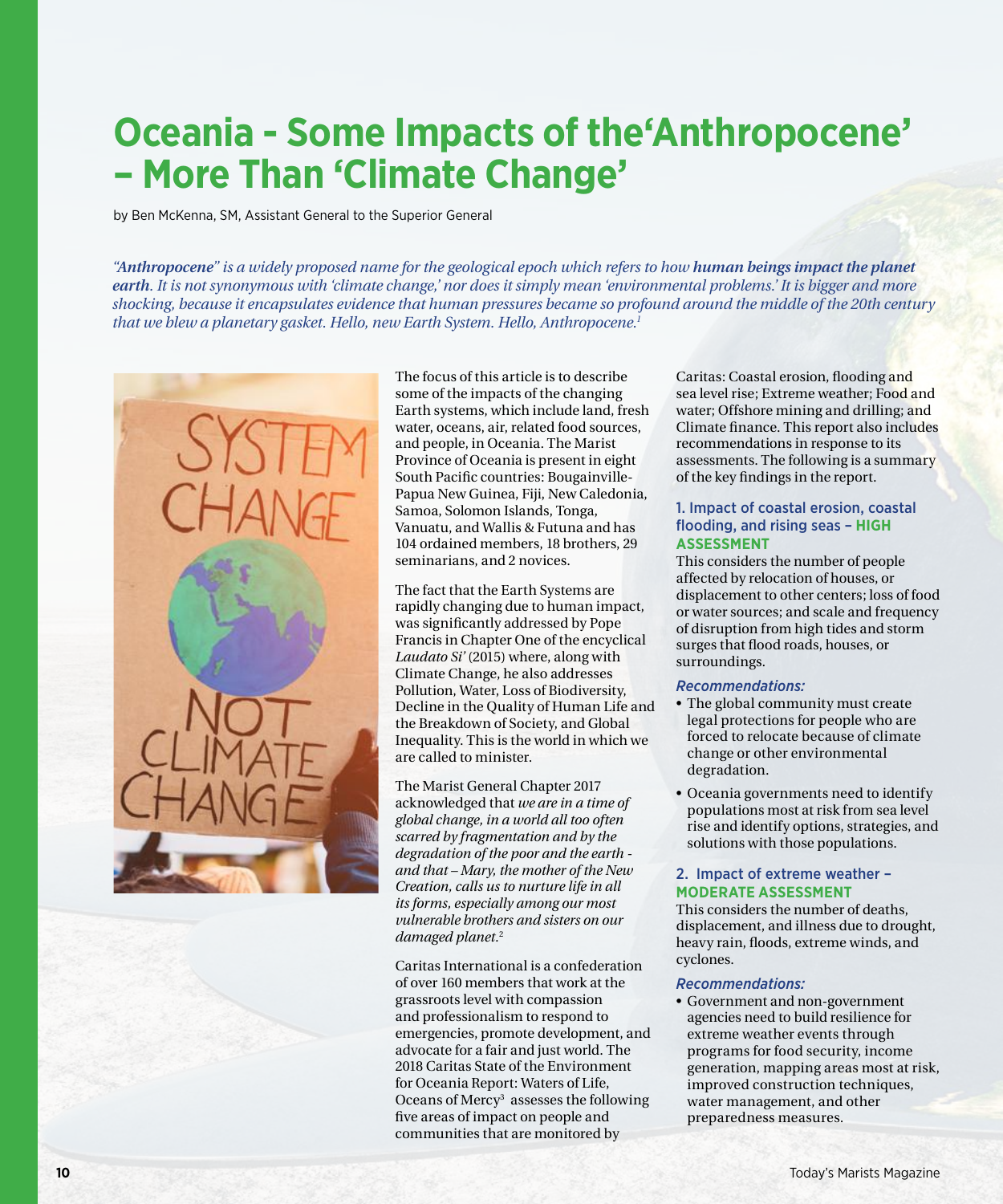# Oceania - Some Impacts of the'Anthropocene' – More Than 'Climate Change'

by Ben McKenna, SM, Assistant General to the Superior General

*"**Anthropocene**" is a widely proposed name for the geological epoch which refers to how **human beings impact the planet earth**. It is not synonymous with 'climate change,' nor does it simply mean 'environmental problems.' It is bigger and more shocking, because it encapsulates evidence that human pressures became so profound around the middle of the 20th century that we blew a planetary gasket. Hello, new Earth System. Hello, Anthropocene.*[1]

The focus of this article is to describe some of the impacts of the changing Earth systems, which include land, fresh water, oceans, air, related food sources, and people, in Oceania. The Marist Province of Oceania is present in eight South Pacific countries: Bougainville-Papua New Guinea, Fiji, New Caledonia, Samoa, Solomon Islands, Tonga, Vanuatu, and Wallis & Futuna and has 104 ordained members, 18 brothers, 29 seminarians, and 2 novices.

The fact that the Earth Systems are rapidly changing due to human impact, was significantly addressed by Pope Francis in Chapter One of the encyclical *Laudato Si'* (2015) where, along with Climate Change, he also addresses Pollution, Water, Loss of Biodiversity, Decline in the Quality of Human Life and the Breakdown of Society, and Global Inequality. This is the world in which we are called to minister.

The Marist General Chapter 2017 acknowledged that *we are in a time of global change, in a world all too often scarred by fragmentation and by the degradation of the poor and the earth - and that – Mary, the mother of the New Creation, calls us to nurture life in all its forms, especially among our most vulnerable brothers and sisters on our damaged planet.*[2]

Caritas International is a confederation of over 160 members that work at the grassroots level with compassion and professionalism to respond to emergencies, promote development, and advocate for a fair and just world. The 2018 Caritas State of the Environment for Oceania Report: Waters of Life, Oceans of Mercy[3] assesses the following five areas of impact on people and communities that are monitored by Caritas: Coastal erosion, flooding and sea level rise; Extreme weather; Food and water; Offshore mining and drilling; and Climate finance. This report also includes recommendations in response to its assessments. The following is a summary of the key findings in the report.

### 1. Impact of coastal erosion, coastal flooding, and rising seas – HIGH ASSESSMENT

This considers the number of people affected by relocation of houses, or displacement to other centers; loss of food or water sources; and scale and frequency of disruption from high tides and storm surges that flood roads, houses, or surroundings.

***Recommendations:***

- The global community must create legal protections for people who are forced to relocate because of climate change or other environmental degradation.
- Oceania governments need to identify populations most at risk from sea level rise and identify options, strategies, and solutions with those populations.

### 2. Impact of extreme weather – MODERATE ASSESSMENT

This considers the number of deaths, displacement, and illness due to drought, heavy rain, floods, extreme winds, and cyclones.

***Recommendations:***

- Government and non-government agencies need to build resilience for extreme weather events through programs for food security, income generation, mapping areas most at risk, improved construction techniques, water management, and other preparedness measures.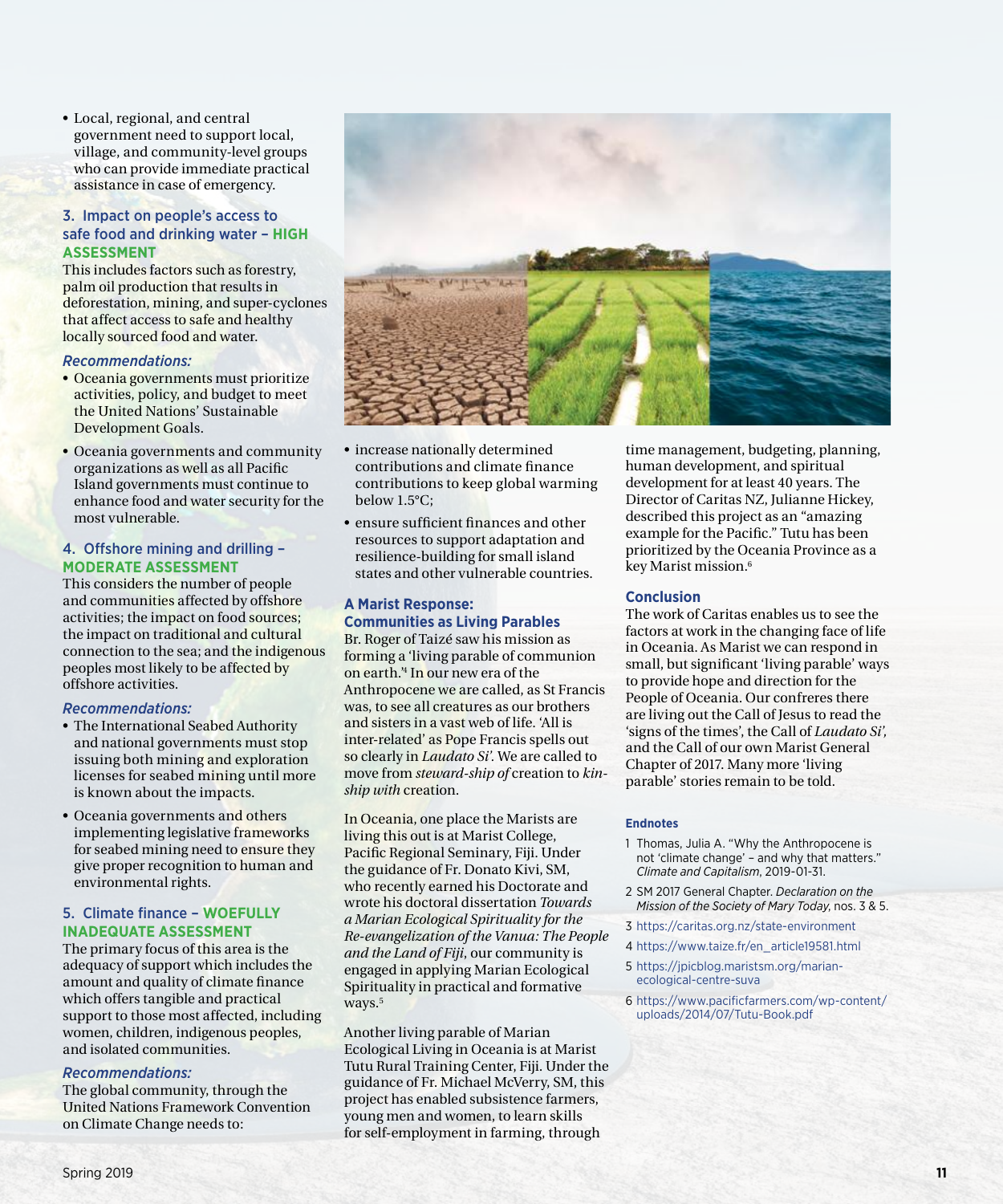- Local, regional, and central government need to support local, village, and community-level groups who can provide immediate practical assistance in case of emergency.

### 3. Impact on people's access to safe food and drinking water – HIGH ASSESSMENT

This includes factors such as forestry, palm oil production that results in deforestation, mining, and super-cyclones that affect access to safe and healthy locally sourced food and water.

*Recommendations:*

- Oceania governments must prioritize activities, policy, and budget to meet the United Nations' Sustainable Development Goals.
- Oceania governments and community organizations as well as all Pacific Island governments must continue to enhance food and water security for the most vulnerable.

### 4. Offshore mining and drilling – MODERATE ASSESSMENT

This considers the number of people and communities affected by offshore activities; the impact on food sources; the impact on traditional and cultural connection to the sea; and the indigenous peoples most likely to be affected by offshore activities.

*Recommendations:*

- The International Seabed Authority and national governments must stop issuing both mining and exploration licenses for seabed mining until more is known about the impacts.
- Oceania governments and others implementing legislative frameworks for seabed mining need to ensure they give proper recognition to human and environmental rights.

### 5. Climate finance – WOEFULLY INADEQUATE ASSESSMENT

The primary focus of this area is the adequacy of support which includes the amount and quality of climate finance which offers tangible and practical support to those most affected, including women, children, indigenous peoples, and isolated communities.

*Recommendations:*

The global community, through the United Nations Framework Convention on Climate Change needs to:

- increase nationally determined contributions and climate finance contributions to keep global warming below 1.5°C;
- ensure sufficient finances and other resources to support adaptation and resilience-building for small island states and other vulnerable countries.

## A Marist Response: Communities as Living Parables

Br. Roger of Taizé saw his mission as forming a 'living parable of communion on earth.'[4] In our new era of the Anthropocene we are called, as St Francis was, to see all creatures as our brothers and sisters in a vast web of life. 'All is inter-related' as Pope Francis spells out so clearly in *Laudato Si'*. We are called to move from *steward-ship of* creation to *kin-ship with* creation.

In Oceania, one place the Marists are living this out is at Marist College, Pacific Regional Seminary, Fiji. Under the guidance of Fr. Donato Kivi, SM, who recently earned his Doctorate and wrote his doctoral dissertation *Towards a Marian Ecological Spirituality for the Re-evangelization of the Vanua: The People and the Land of Fiji*, our community is engaged in applying Marian Ecological Spirituality in practical and formative ways.[5]

Another living parable of Marian Ecological Living in Oceania is at Marist Tutu Rural Training Center, Fiji. Under the guidance of Fr. Michael McVerry, SM, this project has enabled subsistence farmers, young men and women, to learn skills for self-employment in farming, through time management, budgeting, planning, human development, and spiritual development for at least 40 years. The Director of Caritas NZ, Julianne Hickey, described this project as an "amazing example for the Pacific." Tutu has been prioritized by the Oceania Province as a key Marist mission.[6]

## Conclusion

The work of Caritas enables us to see the factors at work in the changing face of life in Oceania. As Marist we can respond in small, but significant 'living parable' ways to provide hope and direction for the People of Oceania. Our confreres there are living out the Call of Jesus to read the 'signs of the times', the Call of *Laudato Si',* and the Call of our own Marist General Chapter of 2017. Many more 'living parable' stories remain to be told.

#### Endnotes

1. Thomas, Julia A. "Why the Anthropocene is not 'climate change' – and why that matters." *Climate and Capitalism*, 2019-01-31.
2. SM 2017 General Chapter. *Declaration on the Mission of the Society of Mary Today*, nos. 3 & 5.
3. https://caritas.org.nz/state-environment
4. https://www.taize.fr/en_article19581.html
5. https://jpicblog.maristsm.org/marian-ecological-centre-suva
6. https://www.pacificfarmers.com/wp-content/uploads/2014/07/Tutu-Book.pdf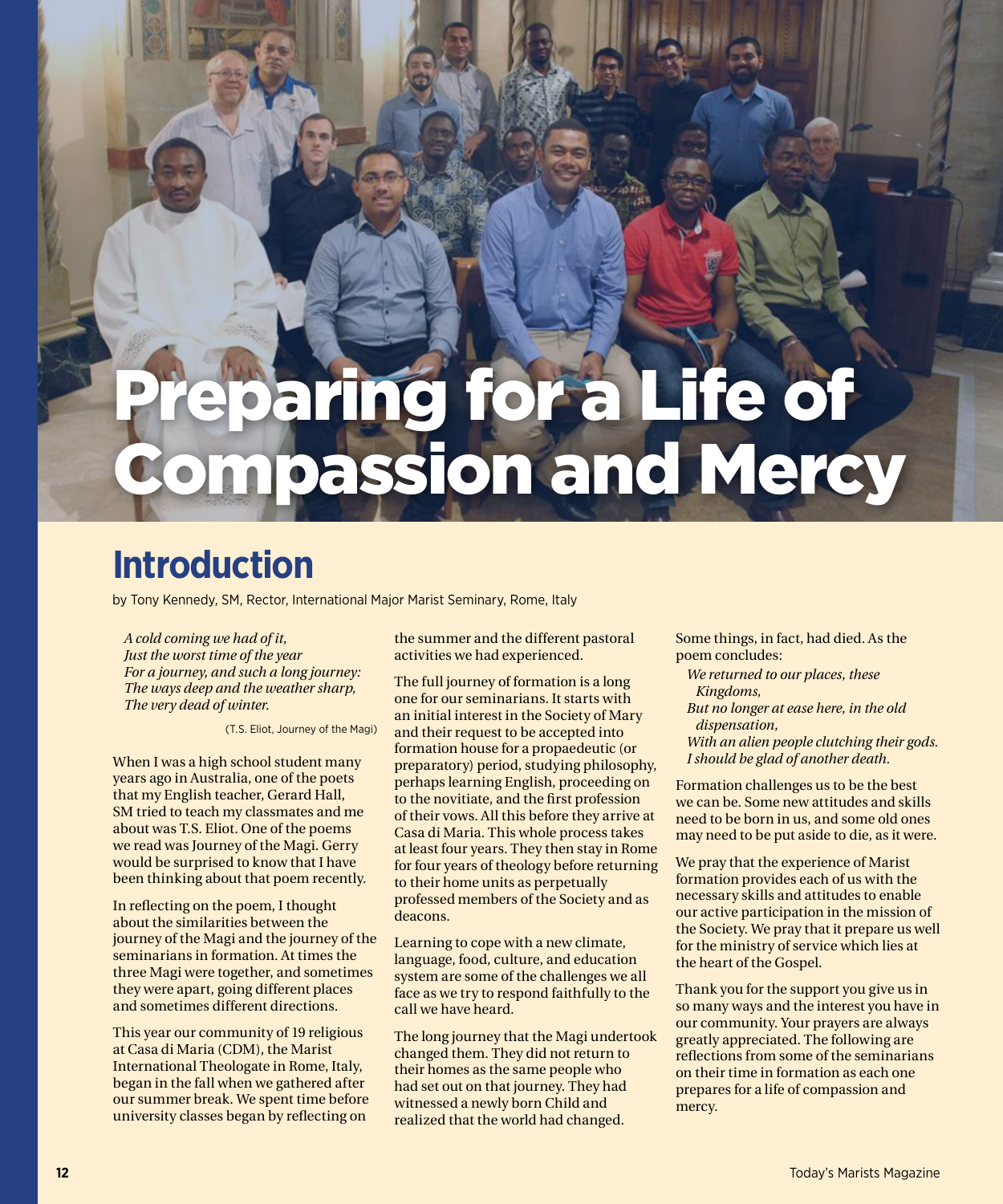# Preparing for a Life of Compassion and Mercy

## Introduction

by Tony Kennedy, SM, Rector, International Major Marist Seminary, Rome, Italy

*A cold coming we had of it,*
*Just the worst time of the year*
*For a journey, and such a long journey:*
*The ways deep and the weather sharp,*
*The very dead of winter.*

(T.S. Eliot, Journey of the Magi)

When I was a high school student many years ago in Australia, one of the poets that my English teacher, Gerard Hall, SM tried to teach my classmates and me about was T.S. Eliot. One of the poems we read was Journey of the Magi. Gerry would be surprised to know that I have been thinking about that poem recently.

In reflecting on the poem, I thought about the similarities between the journey of the Magi and the journey of the seminarians in formation. At times the three Magi were together, and sometimes they were apart, going different places and sometimes different directions.

This year our community of 19 religious at Casa di Maria (CDM), the Marist International Theologate in Rome, Italy, began in the fall when we gathered after our summer break. We spent time before university classes began by reflecting on the summer and the different pastoral activities we had experienced.

The full journey of formation is a long one for our seminarians. It starts with an initial interest in the Society of Mary and their request to be accepted into formation house for a propaedeutic (or preparatory) period, studying philosophy, perhaps learning English, proceeding on to the novitiate, and the first profession of their vows. All this before they arrive at Casa di Maria. This whole process takes at least four years. They then stay in Rome for four years of theology before returning to their home units as perpetually professed members of the Society and as deacons.

Learning to cope with a new climate, language, food, culture, and education system are some of the challenges we all face as we try to respond faithfully to the call we have heard.

The long journey that the Magi undertook changed them. They did not return to their homes as the same people who had set out on that journey. They had witnessed a newly born Child and realized that the world had changed.

Some things, in fact, had died. As the poem concludes:

*We returned to our places, these Kingdoms,*
*But no longer at ease here, in the old dispensation,*
*With an alien people clutching their gods.*
*I should be glad of another death.*

Formation challenges us to be the best we can be. Some new attitudes and skills need to be born in us, and some old ones may need to be put aside to die, as it were.

We pray that the experience of Marist formation provides each of us with the necessary skills and attitudes to enable our active participation in the mission of the Society. We pray that it prepare us well for the ministry of service which lies at the heart of the Gospel.

Thank you for the support you give us in so many ways and the interest you have in our community. Your prayers are always greatly appreciated. The following are reflections from some of the seminarians on their time in formation as each one prepares for a life of compassion and mercy.